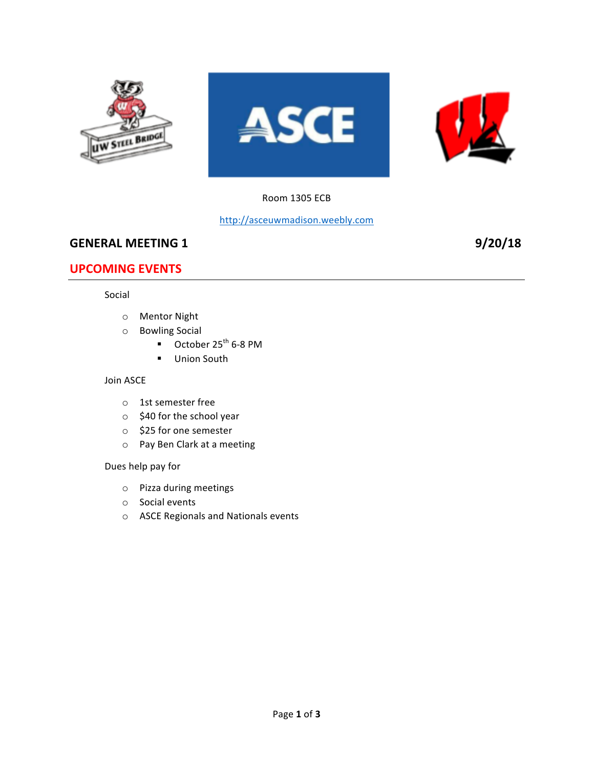Room 1305 ECB

http://asceuwmadison.weebly.com

## GENERAL MEETING 1 — 9/20/18

## UPCOMING EVENTS

Social

- Mentor Night
- Bowling Social
  - October 25th 6-8 PM
  - Union South

Join ASCE

- 1st semester free
- $40 for the school year
- $25 for one semester
- Pay Ben Clark at a meeting

Dues help pay for

- Pizza during meetings
- Social events
- ASCE Regionals and Nationals events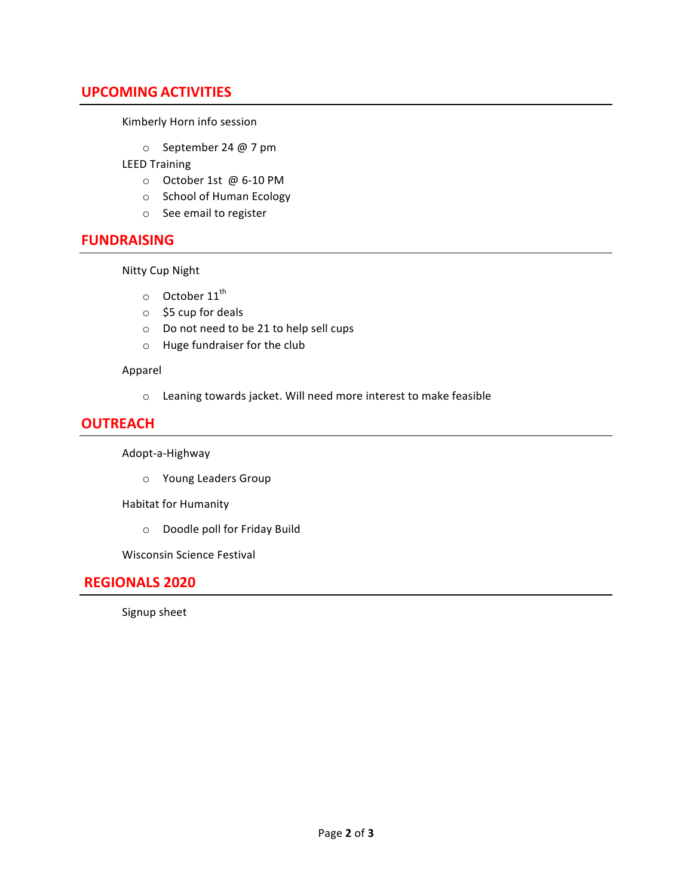## UPCOMING ACTIVITIES

Kimberly Horn info session

- September 24 @ 7 pm

LEED Training

- October 1st @ 6-10 PM
- School of Human Ecology
- See email to register

## FUNDRAISING

Nitty Cup Night

- October 11th
- $5 cup for deals
- Do not need to be 21 to help sell cups
- Huge fundraiser for the club

Apparel

- Leaning towards jacket. Will need more interest to make feasible

## OUTREACH

Adopt-a-Highway

- Young Leaders Group

Habitat for Humanity

- Doodle poll for Friday Build

Wisconsin Science Festival

## REGIONALS 2020

Signup sheet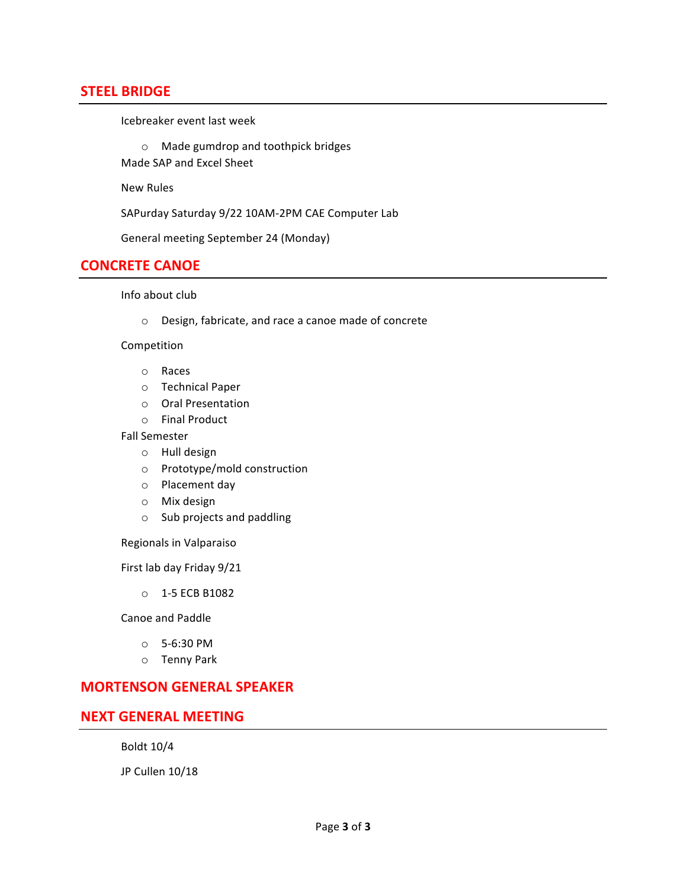## STEEL BRIDGE

Icebreaker event last week

- Made gumdrop and toothpick bridges

Made SAP and Excel Sheet

New Rules

SAPurday Saturday 9/22 10AM-2PM CAE Computer Lab

General meeting September 24 (Monday)

## CONCRETE CANOE

Info about club

- Design, fabricate, and race a canoe made of concrete

Competition

- Races
- Technical Paper
- Oral Presentation
- Final Product

Fall Semester

- Hull design
- Prototype/mold construction
- Placement day
- Mix design
- Sub projects and paddling

Regionals in Valparaiso

First lab day Friday 9/21

- 1-5 ECB B1082

Canoe and Paddle

- 5-6:30 PM
- Tenny Park

## MORTENSON GENERAL SPEAKER

## NEXT GENERAL MEETING

Boldt 10/4

JP Cullen 10/18